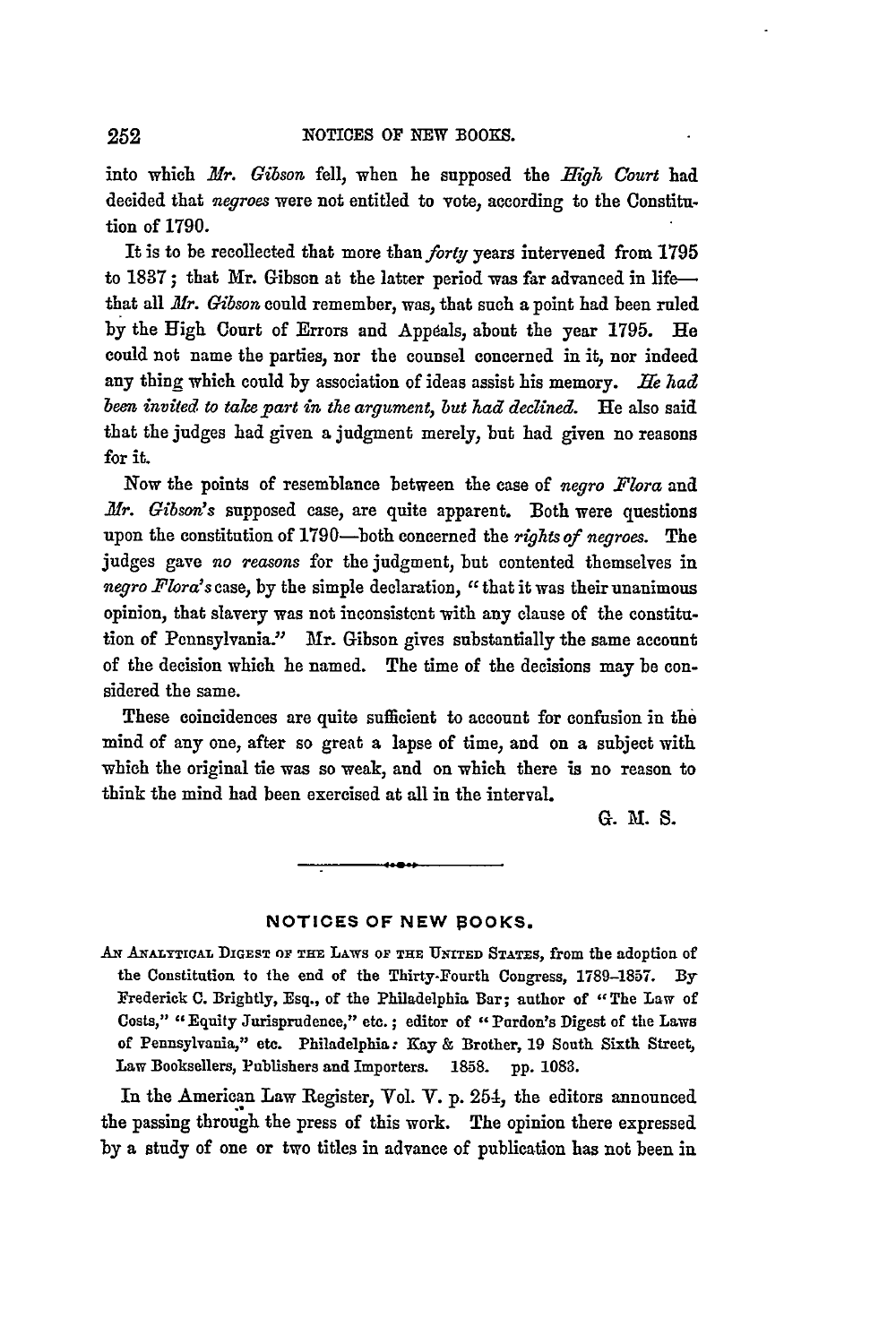into which *Mr. Gibson* fell, when he supposed the *High Court* had decided that *negroes* were not entitled to vote, according to the Constitution of 1790.

It is to be recollected that more than *forty* years intervened from 1795 to 1837; that Mr. Gibson at the latter period was far advanced in life—that all *Mr. Gibson* could remember, was, that such a point had been ruled by the High Court of Errors and Appeals, about the year 1795. He could not name the parties, nor the counsel concerned in it, nor indeed any thing which could by association of ideas assist his memory. *He had been invited to take part in the argument, but had declined.* He also said that the judges had given a judgment merely, but had given no reasons for it.

Now the points of resemblance between the case of *negro Flora* and *Mr. Gibson's* supposed case, are quite apparent. Both were questions upon the constitution of 1790—both concerned the *rights of negroes.* The judges gave *no reasons* for the judgment, but contented themselves in *negro Flora's* case, by the simple declaration, "that it was their unanimous opinion, that slavery was not inconsistent with any clause of the constitution of Pennsylvania." Mr. Gibson gives substantially the same account of the decision which he named. The time of the decisions may be considered the same.

These coincidences are quite sufficient to account for confusion in the mind of any one, after so great a lapse of time, and on a subject with which the original tie was so weak, and on which there is no reason to think the mind had been exercised at all in the interval.

G. M. S.

---

## NOTICES OF NEW BOOKS.

An Analytical Digest of the Laws of the United States, from the adoption of the Constitution to the end of the Thirty-Fourth Congress, 1789–1857. By Frederick C. Brightly, Esq., of the Philadelphia Bar; author of "The Law of Costs," "Equity Jurisprudence," etc.; editor of "Purdon's Digest of the Laws of Pennsylvania," etc. Philadelphia: Kay & Brother, 19 South Sixth Street, Law Booksellers, Publishers and Importers. 1858. pp. 1083.

In the American Law Register, Vol. V. p. 254, the editors announced the passing through the press of this work. The opinion there expressed by a study of one or two titles in advance of publication has not been in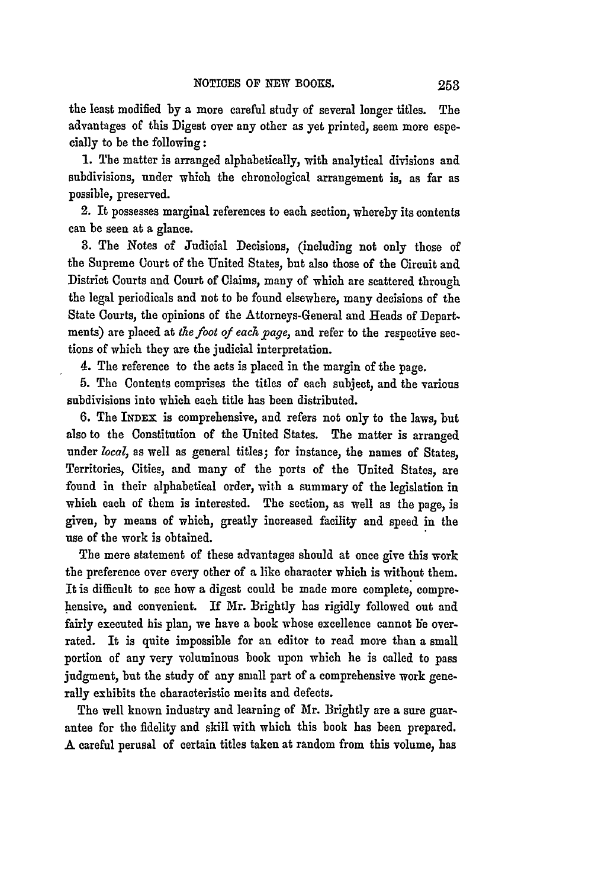the least modified by a more careful study of several longer titles. The advantages of this Digest over any other as yet printed, seem more especially to be the following:

1. The matter is arranged alphabetically, with analytical divisions and subdivisions, under which the chronological arrangement is, as far as possible, preserved.

2. It possesses marginal references to each section, whereby its contents can be seen at a glance.

3. The Notes of Judicial Decisions, (including not only those of the Supreme Court of the United States, but also those of the Circuit and District Courts and Court of Claims, many of which are scattered through the legal periodicals and not to be found elsewhere, many decisions of the State Courts, the opinions of the Attorneys-General and Heads of Departments) are placed at *the foot of each page*, and refer to the respective sections of which they are the judicial interpretation.

4. The reference to the acts is placed in the margin of the page.

5. The Contents comprises the titles of each subject, and the various subdivisions into which each title has been distributed.

6. The INDEX is comprehensive, and refers not only to the laws, but also to the Constitution of the United States. The matter is arranged under *local*, as well as general titles; for instance, the names of States, Territories, Cities, and many of the ports of the United States, are found in their alphabetical order, with a summary of the legislation in which each of them is interested. The section, as well as the page, is given, by means of which, greatly increased facility and speed in the use of the work is obtained.

The mere statement of these advantages should at once give this work the preference over every other of a like character which is without them. It is difficult to see how a digest could be made more complete, comprehensive, and convenient. If Mr. Brightly has rigidly followed out and fairly executed his plan, we have a book whose excellence cannot be overrated. It is quite impossible for an editor to read more than a small portion of any very voluminous book upon which he is called to pass judgment, but the study of any small part of a comprehensive work generally exhibits the characteristic merits and defects.

The well known industry and learning of Mr. Brightly are a sure guarantee for the fidelity and skill with which this book has been prepared. A careful perusal of certain titles taken at random from this volume, has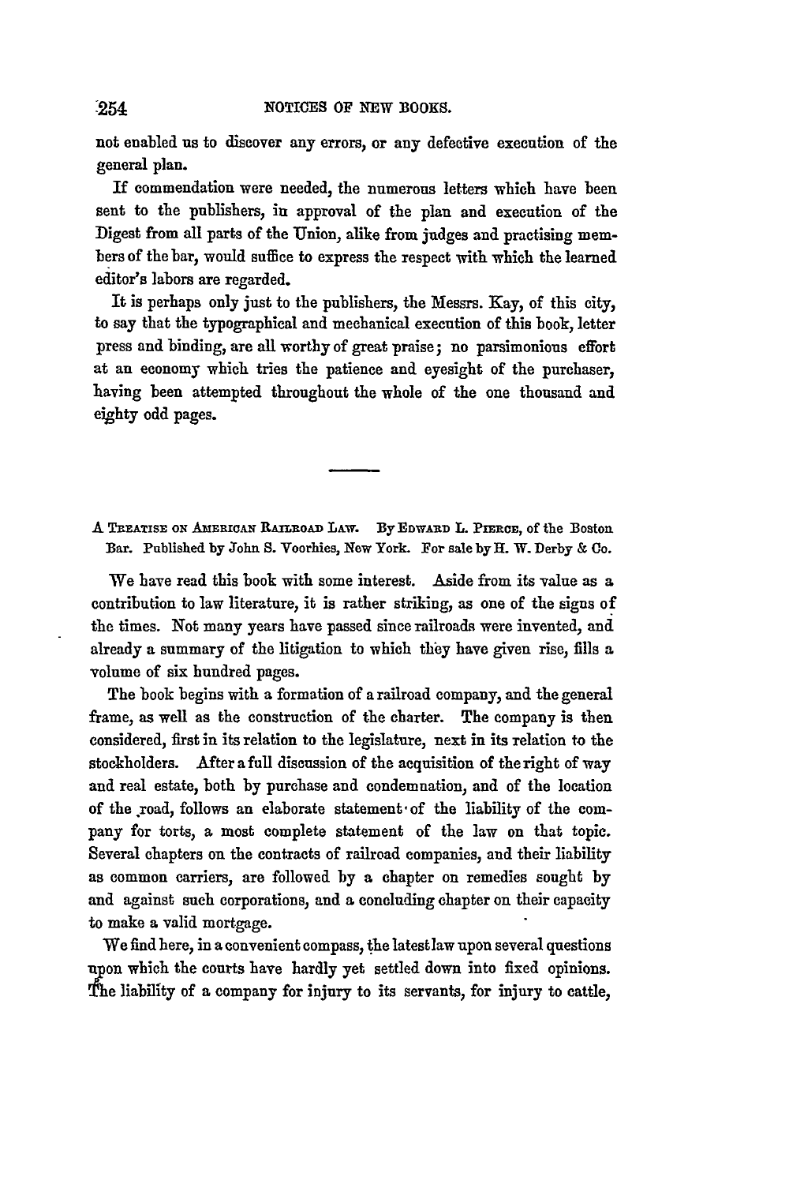not enabled us to discover any errors, or any defective execution of the general plan.

If commendation were needed, the numerous letters which have been sent to the publishers, in approval of the plan and execution of the Digest from all parts of the Union, alike from judges and practising members of the bar, would suffice to express the respect with which the learned editor's labors are regarded.

It is perhaps only just to the publishers, the Messrs. Kay, of this city, to say that the typographical and mechanical execution of this book, letter press and binding, are all worthy of great praise; no parsimonious effort at an economy which tries the patience and eyesight of the purchaser, having been attempted throughout the whole of the one thousand and eighty odd pages.

---

A Treatise on American Railroad Law. By Edward L. Pierce, of the Boston Bar. Published by John S. Voorhies, New York. For sale by H. W. Derby & Co.

We have read this book with some interest. Aside from its value as a contribution to law literature, it is rather striking, as one of the signs of the times. Not many years have passed since railroads were invented, and already a summary of the litigation to which they have given rise, fills a volume of six hundred pages.

The book begins with a formation of a railroad company, and the general frame, as well as the construction of the charter. The company is then considered, first in its relation to the legislature, next in its relation to the stockholders. After a full discussion of the acquisition of the right of way and real estate, both by purchase and condemnation, and of the location of the road, follows an elaborate statement of the liability of the company for torts, a most complete statement of the law on that topic. Several chapters on the contracts of railroad companies, and their liability as common carriers, are followed by a chapter on remedies sought by and against such corporations, and a concluding chapter on their capacity to make a valid mortgage.

We find here, in a convenient compass, the latest law upon several questions upon which the courts have hardly yet settled down into fixed opinions. The liability of a company for injury to its servants, for injury to cattle,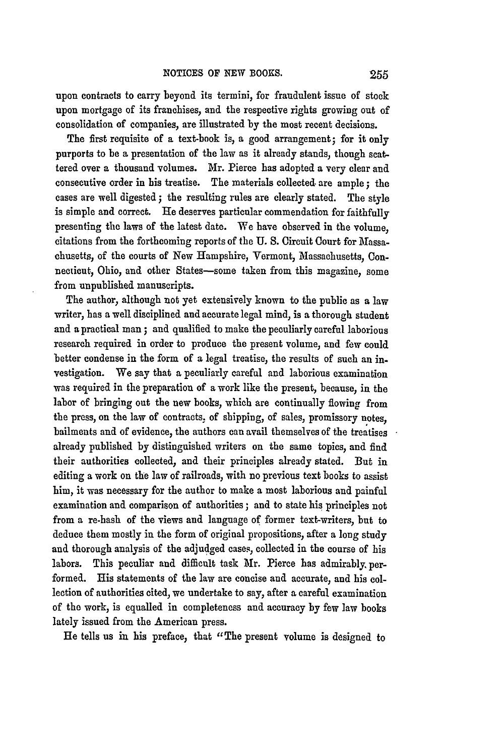upon contracts to carry beyond its termini, for fraudulent issue of stock upon mortgage of its franchises, and the respective rights growing out of consolidation of companies, are illustrated by the most recent decisions.

The first requisite of a text-book is, a good arrangement; for it only purports to be a presentation of the law as it already stands, though scattered over a thousand volumes. Mr. Pierce has adopted a very clear and consecutive order in his treatise. The materials collected are ample; the cases are well digested; the resulting rules are clearly stated. The style is simple and correct. He deserves particular commendation for faithfully presenting the laws of the latest date. We have observed in the volume, citations from the forthcoming reports of the U. S. Circuit Court for Massachusetts, of the courts of New Hampshire, Vermont, Massachusetts, Connecticut, Ohio, and other States—some taken from this magazine, some from unpublished manuscripts.

The author, although not yet extensively known to the public as a law writer, has a well disciplined and accurate legal mind, is a thorough student and a practical man; and qualified to make the peculiarly careful laborious research required in order to produce the present volume, and few could better condense in the form of a legal treatise, the results of such an investigation. We say that a peculiarly careful and laborious examination was required in the preparation of a work like the present, because, in the labor of bringing out the new books, which are continually flowing from the press, on the law of contracts, of shipping, of sales, promissory notes, bailments and of evidence, the authors can avail themselves of the treatises already published by distinguished writers on the same topics, and find their authorities collected, and their principles already stated. But in editing a work on the law of railroads, with no previous text books to assist him, it was necessary for the author to make a most laborious and painful examination and comparison of authorities; and to state his principles not from a re-hash of the views and language of former text-writers, but to deduce them mostly in the form of original propositions, after a long study and thorough analysis of the adjudged cases, collected in the course of his labors. This peculiar and difficult task Mr. Pierce has admirably performed. His statements of the law are concise and accurate, and his collection of authorities cited, we undertake to say, after a careful examination of the work, is equalled in completeness and accuracy by few law books lately issued from the American press.

He tells us in his preface, that "The present volume is designed to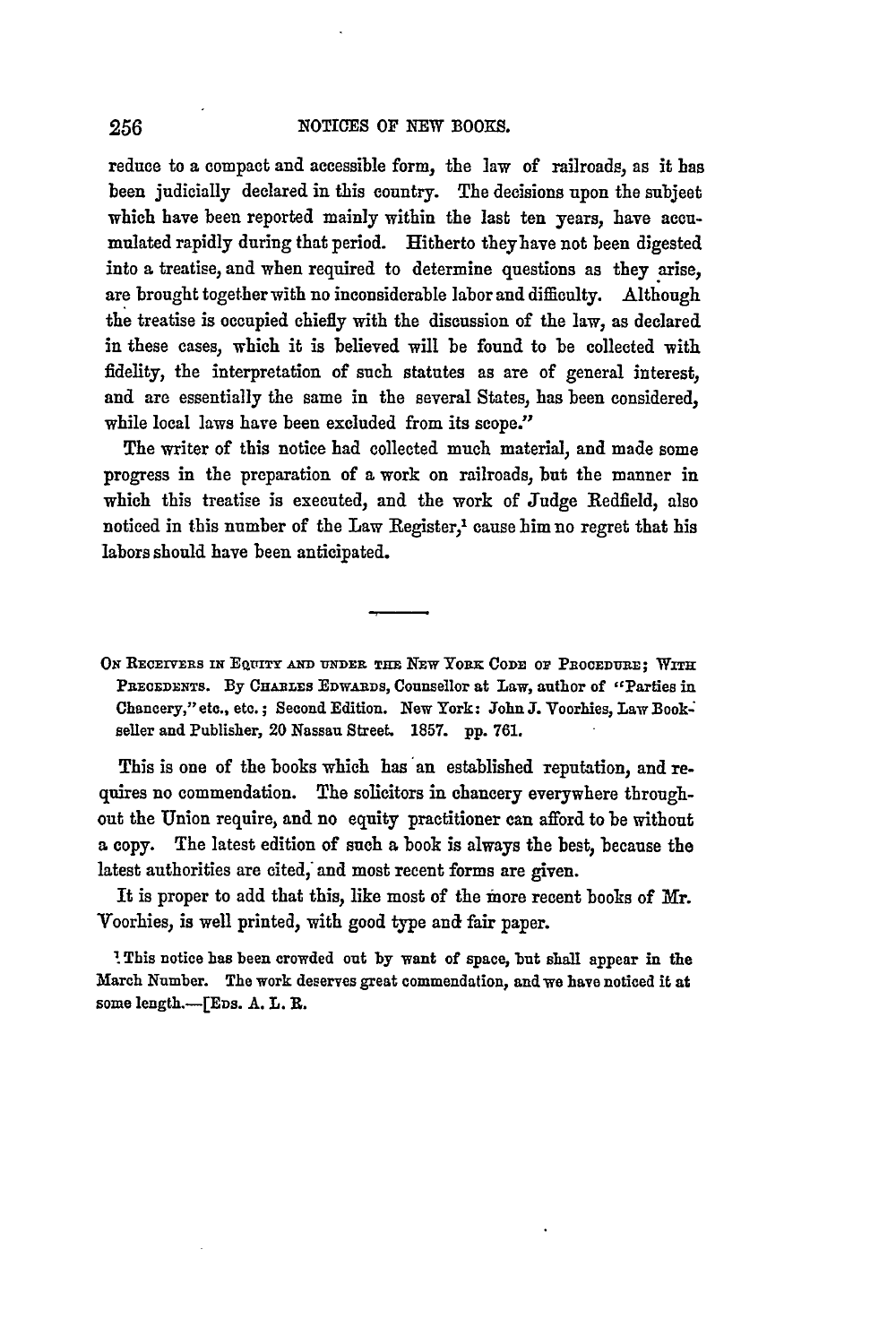reduce to a compact and accessible form, the law of railroads, as it has been judicially declared in this country. The decisions upon the subject which have been reported mainly within the last ten years, have accumulated rapidly during that period. Hitherto they have not been digested into a treatise, and when required to determine questions as they arise, are brought together with no inconsiderable labor and difficulty. Although the treatise is occupied chiefly with the discussion of the law, as declared in these cases, which it is believed will be found to be collected with fidelity, the interpretation of such statutes as are of general interest, and are essentially the same in the several States, has been considered, while local laws have been excluded from its scope."

The writer of this notice had collected much material, and made some progress in the preparation of a work on railroads, but the manner in which this treatise is executed, and the work of Judge Redfield, also noticed in this number of the Law Register,[1] cause him no regret that his labors should have been anticipated.

---

ON RECEIVERS IN EQUITY AND UNDER THE NEW YORK CODE OF PROCEDURE; WITH PRECEDENTS. By CHARLES EDWARDS, Counsellor at Law, author of "Parties in Chancery," etc., etc.; Second Edition. New York: John J. Voorhies, Law Bookseller and Publisher, 20 Nassau Street. 1857. pp. 761.

This is one of the books which has an established reputation, and requires no commendation. The solicitors in chancery everywhere throughout the Union require, and no equity practitioner can afford to be without a copy. The latest edition of such a book is always the best, because the latest authorities are cited, and most recent forms are given.

It is proper to add that this, like most of the more recent books of Mr. Voorhies, is well printed, with good type and fair paper.

[1] This notice has been crowded out by want of space, but shall appear in the March Number. The work deserves great commendation, and we have noticed it at some length.—[EDS. A. L. R.